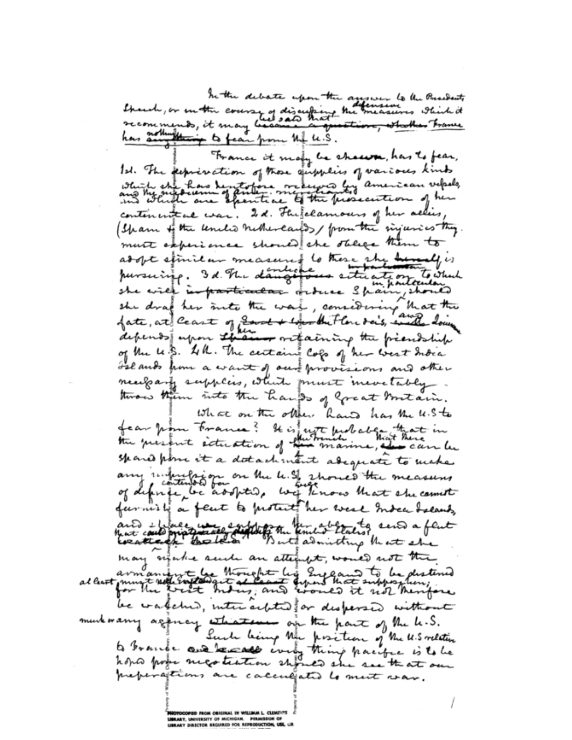In the debate upon the answer to the President's Speech, or in the course of discussing the defensive measures which it recommends, it may be said that France has nothing to fear from the U.S.

France it may be shewn, has to fear, 1st. The deprivation of those supplies of various kinds which she has heretofore received by american vessels, and the medium of neuter merchants and which are essential to the prosecution of her continental war. 2d. The clamours of her allies, (Spain & the United Netherlands) from the injuries they must experience should she oblige them to adopt similar measures to those she is pursuing. 3d. The critical situation to which she will in particular reduce Spain, should she drag her into the war, considering that the fate, at least of the Floridas, and Louisiana depends upon her retaining the friendship of the U.S. 4th. The certain loss of her West India Islands from a want of our provisions and other necessary supplies, which must inevitably throw them into the hands of Great Britain.

What on the other hand has the U.S to fear from France? It is not probable that in the present situation of the French marine, that there can be spared from it a detachment adequate to make any impression on the U.S. should the measures of defence contended for be adopted. We know that she cannot furnish a fleet large enough to protect her West India Islands, and still less can she be able to send a fleet that could materially distress the United States. But admitting that she may make such an attempt, would not the armament be thought by England to be destined at least for the West Indies; and would it not therefore be watched, intercepted or dispersed without much or any agency on the part of the U.S.

Such being the position of the U.S relative to France every thing pacific is to be hoped from negotiation should she see that our preparations are calculated to meet war.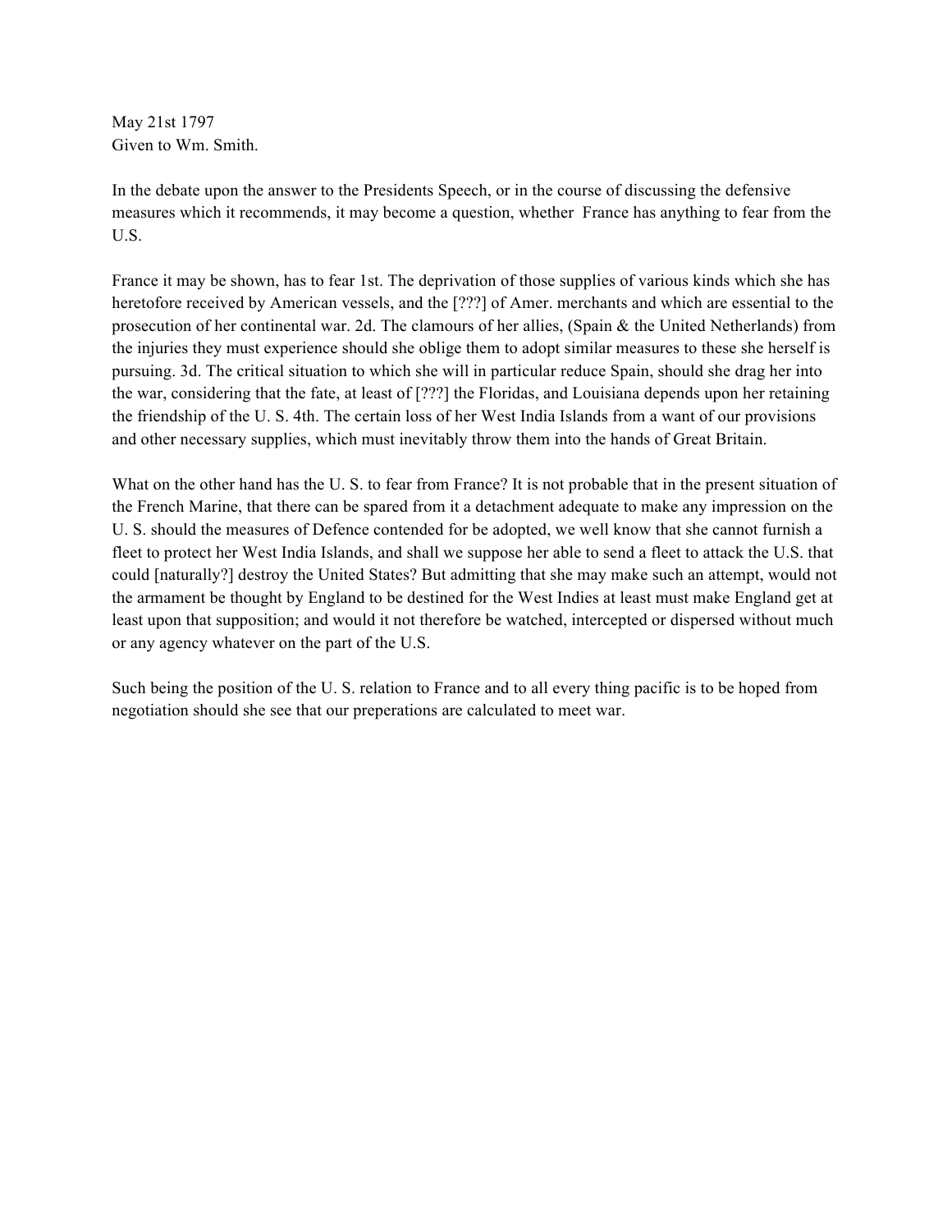May 21st 1797
Given to Wm. Smith.

In the debate upon the answer to the Presidents Speech, or in the course of discussing the defensive measures which it recommends, it may become a question, whether France has anything to fear from the U.S.

France it may be shown, has to fear 1st. The deprivation of those supplies of various kinds which she has heretofore received by American vessels, and the [???] of Amer. merchants and which are essential to the prosecution of her continental war. 2d. The clamours of her allies, (Spain & the United Netherlands) from the injuries they must experience should she oblige them to adopt similar measures to these she herself is pursuing. 3d. The critical situation to which she will in particular reduce Spain, should she drag her into the war, considering that the fate, at least of [???] the Floridas, and Louisiana depends upon her retaining the friendship of the U. S. 4th. The certain loss of her West India Islands from a want of our provisions and other necessary supplies, which must inevitably throw them into the hands of Great Britain.

What on the other hand has the U. S. to fear from France? It is not probable that in the present situation of the French Marine, that there can be spared from it a detachment adequate to make any impression on the U. S. should the measures of Defence contended for be adopted, we well know that she cannot furnish a fleet to protect her West India Islands, and shall we suppose her able to send a fleet to attack the U.S. that could [naturally?] destroy the United States? But admitting that she may make such an attempt, would not the armament be thought by England to be destined for the West Indies at least must make England get at least upon that supposition; and would it not therefore be watched, intercepted or dispersed without much or any agency whatever on the part of the U.S.

Such being the position of the U. S. relation to France and to all every thing pacific is to be hoped from negotiation should she see that our preperations are calculated to meet war.